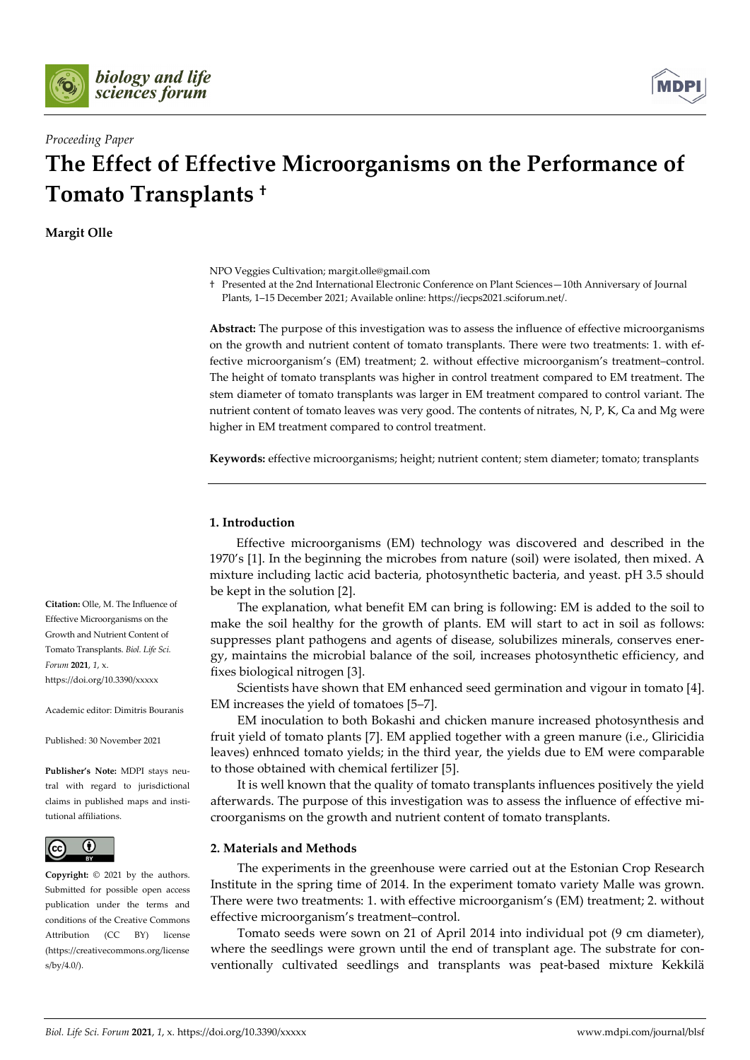*Proceeding Paper*

# The Effect of Effective Microorganisms on the Performance of Tomato Transplants †

**Margit Olle**

NPO Veggies Cultivation; margit.olle@gmail.com

† Presented at the 2nd International Electronic Conference on Plant Sciences—10th Anniversary of Journal Plants, 1–15 December 2021; Available online: https://iecps2021.sciforum.net/.

**Abstract:** The purpose of this investigation was to assess the influence of effective microorganisms on the growth and nutrient content of tomato transplants. There were two treatments: 1. with effective microorganism's (EM) treatment; 2. without effective microorganism's treatment–control. The height of tomato transplants was higher in control treatment compared to EM treatment. The stem diameter of tomato transplants was larger in EM treatment compared to control variant. The nutrient content of tomato leaves was very good. The contents of nitrates, N, P, K, Ca and Mg were higher in EM treatment compared to control treatment.

**Keywords:** effective microorganisms; height; nutrient content; stem diameter; tomato; transplants

**Citation:** Olle, M. The Influence of Effective Microorganisms on the Growth and Nutrient Content of Tomato Transplants. *Biol. Life Sci. Forum* **2021**, *1*, x. https://doi.org/10.3390/xxxxx

Academic editor: Dimitris Bouranis

Published: 30 November 2021

**Publisher's Note:** MDPI stays neutral with regard to jurisdictional claims in published maps and institutional affiliations.

**Copyright:** © 2021 by the authors. Submitted for possible open access publication under the terms and conditions of the Creative Commons Attribution (CC BY) license (https://creativecommons.org/licenses/by/4.0/).

## 1. Introduction

Effective microorganisms (EM) technology was discovered and described in the 1970's [1]. In the beginning the microbes from nature (soil) were isolated, then mixed. A mixture including lactic acid bacteria, photosynthetic bacteria, and yeast. pH 3.5 should be kept in the solution [2].

The explanation, what benefit EM can bring is following: EM is added to the soil to make the soil healthy for the growth of plants. EM will start to act in soil as follows: suppresses plant pathogens and agents of disease, solubilizes minerals, conserves energy, maintains the microbial balance of the soil, increases photosynthetic efficiency, and fixes biological nitrogen [3].

Scientists have shown that EM enhanced seed germination and vigour in tomato [4]. EM increases the yield of tomatoes [5–7].

EM inoculation to both Bokashi and chicken manure increased photosynthesis and fruit yield of tomato plants [7]. EM applied together with a green manure (i.e., Gliricidia leaves) enhnced tomato yields; in the third year, the yields due to EM were comparable to those obtained with chemical fertilizer [5].

It is well known that the quality of tomato transplants influences positively the yield afterwards. The purpose of this investigation was to assess the influence of effective microorganisms on the growth and nutrient content of tomato transplants.

## 2. Materials and Methods

The experiments in the greenhouse were carried out at the Estonian Crop Research Institute in the spring time of 2014. In the experiment tomato variety Malle was grown. There were two treatments: 1. with effective microorganism's (EM) treatment; 2. without effective microorganism's treatment–control.

Tomato seeds were sown on 21 of April 2014 into individual pot (9 cm diameter), where the seedlings were grown until the end of transplant age. The substrate for conventionally cultivated seedlings and transplants was peat-based mixture Kekkilä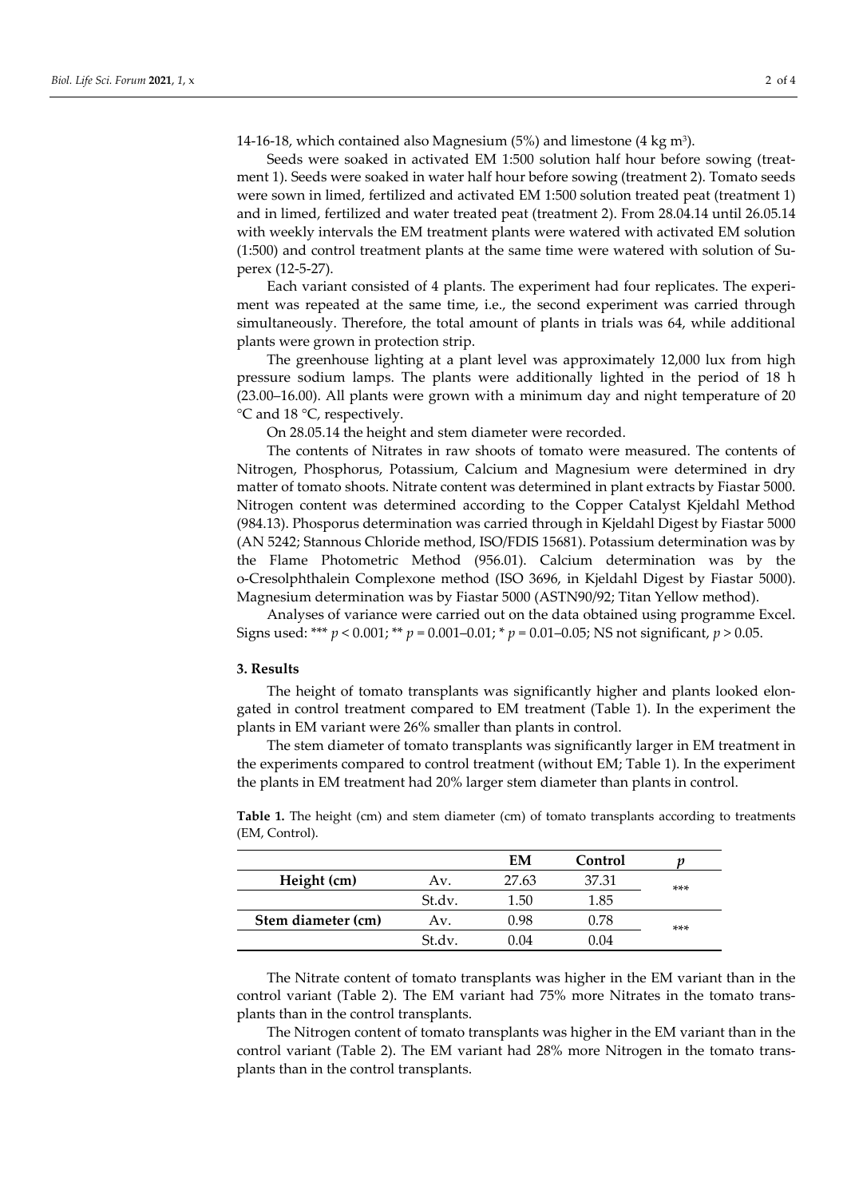14-16-18, which contained also Magnesium (5%) and limestone (4 kg $m^3$).

Seeds were soaked in activated EM 1:500 solution half hour before sowing (treatment 1). Seeds were soaked in water half hour before sowing (treatment 2). Tomato seeds were sown in limed, fertilized and activated EM 1:500 solution treated peat (treatment 1) and in limed, fertilized and water treated peat (treatment 2). From 28.04.14 until 26.05.14 with weekly intervals the EM treatment plants were watered with activated EM solution (1:500) and control treatment plants at the same time were watered with solution of Superex (12-5-27).

Each variant consisted of 4 plants. The experiment had four replicates. The experiment was repeated at the same time, i.e., the second experiment was carried through simultaneously. Therefore, the total amount of plants in trials was 64, while additional plants were grown in protection strip.

The greenhouse lighting at a plant level was approximately 12,000 lux from high pressure sodium lamps. The plants were additionally lighted in the period of 18 h (23.00–16.00). All plants were grown with a minimum day and night temperature of 20 °C and 18 °C, respectively.

On 28.05.14 the height and stem diameter were recorded.

The contents of Nitrates in raw shoots of tomato were measured. The contents of Nitrogen, Phosphorus, Potassium, Calcium and Magnesium were determined in dry matter of tomato shoots. Nitrate content was determined in plant extracts by Fiastar 5000. Nitrogen content was determined according to the Copper Catalyst Kjeldahl Method (984.13). Phosporus determination was carried through in Kjeldahl Digest by Fiastar 5000 (AN 5242; Stannous Chloride method, ISO/FDIS 15681). Potassium determination was by the Flame Photometric Method (956.01). Calcium determination was by the o-Cresolphthalein Complexone method (ISO 3696, in Kjeldahl Digest by Fiastar 5000). Magnesium determination was by Fiastar 5000 (ASTN90/92; Titan Yellow method).

Analyses of variance were carried out on the data obtained using programme Excel. Signs used: *** $p < 0.001$; ** $p = 0.001–0.01$; * $p = 0.01–0.05$; NS not significant, $p > 0.05$.

## 3. Results

The height of tomato transplants was significantly higher and plants looked elongated in control treatment compared to EM treatment (Table 1). In the experiment the plants in EM variant were 26% smaller than plants in control.

The stem diameter of tomato transplants was significantly larger in EM treatment in the experiments compared to control treatment (without EM; Table 1). In the experiment the plants in EM treatment had 20% larger stem diameter than plants in control.

**Table 1.** The height (cm) and stem diameter (cm) of tomato transplants according to treatments (EM, Control).

| | | EM | Control | *p* |
|---|---|---|---|---|
| **Height (cm)** | Av. | 27.63 | 37.31 | *** |
| | St.dv. | 1.50 | 1.85 | |
| **Stem diameter (cm)** | Av. | 0.98 | 0.78 | *** |
| | St.dv. | 0.04 | 0.04 | |

The Nitrate content of tomato transplants was higher in the EM variant than in the control variant (Table 2). The EM variant had 75% more Nitrates in the tomato transplants than in the control transplants.

The Nitrogen content of tomato transplants was higher in the EM variant than in the control variant (Table 2). The EM variant had 28% more Nitrogen in the tomato transplants than in the control transplants.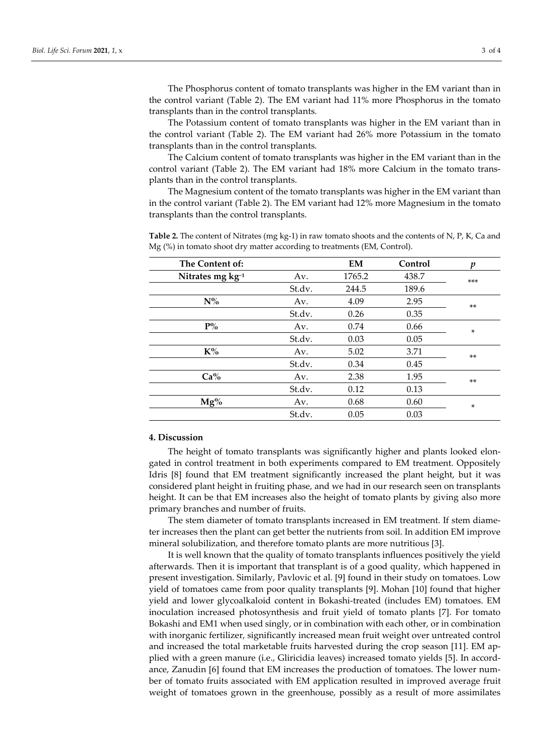The Phosphorus content of tomato transplants was higher in the EM variant than in the control variant (Table 2). The EM variant had 11% more Phosphorus in the tomato transplants than in the control transplants.

The Potassium content of tomato transplants was higher in the EM variant than in the control variant (Table 2). The EM variant had 26% more Potassium in the tomato transplants than in the control transplants.

The Calcium content of tomato transplants was higher in the EM variant than in the control variant (Table 2). The EM variant had 18% more Calcium in the tomato transplants than in the control transplants.

The Magnesium content of the tomato transplants was higher in the EM variant than in the control variant (Table 2). The EM variant had 12% more Magnesium in the tomato transplants than the control transplants.

**Table 2.** The content of Nitrates (mg kg-1) in raw tomato shoots and the contents of N, P, K, Ca and Mg (%) in tomato shoot dry matter according to treatments (EM, Control).

| The Content of: | | EM | Control | *p* |
|---|---|---|---|---|
| **Nitrates mg kg$^{-1}$** | Av. | 1765.2 | 438.7 | *** |
| | St.dv. | 244.5 | 189.6 | |
| **N%** | Av. | 4.09 | 2.95 | ** |
| | St.dv. | 0.26 | 0.35 | |
| **P%** | Av. | 0.74 | 0.66 | * |
| | St.dv. | 0.03 | 0.05 | |
| **K%** | Av. | 5.02 | 3.71 | ** |
| | St.dv. | 0.34 | 0.45 | |
| **Ca%** | Av. | 2.38 | 1.95 | ** |
| | St.dv. | 0.12 | 0.13 | |
| **Mg%** | Av. | 0.68 | 0.60 | * |
| | St.dv. | 0.05 | 0.03 | |

## 4. Discussion

The height of tomato transplants was significantly higher and plants looked elongated in control treatment in both experiments compared to EM treatment. Oppositely Idris [8] found that EM treatment significantly increased the plant height, but it was considered plant height in fruiting phase, and we had in our research seen on transplants height. It can be that EM increases also the height of tomato plants by giving also more primary branches and number of fruits.

The stem diameter of tomato transplants increased in EM treatment. If stem diameter increases then the plant can get better the nutrients from soil. In addition EM improve mineral solubilization, and therefore tomato plants are more nutritious [3].

It is well known that the quality of tomato transplants influences positively the yield afterwards. Then it is important that transplant is of a good quality, which happened in present investigation. Similarly, Pavlovic et al. [9] found in their study on tomatoes. Low yield of tomatoes came from poor quality transplants [9]. Mohan [10] found that higher yield and lower glycoalkaloid content in Bokashi-treated (includes EM) tomatoes. EM inoculation increased photosynthesis and fruit yield of tomato plants [7]. For tomato Bokashi and EM1 when used singly, or in combination with each other, or in combination with inorganic fertilizer, significantly increased mean fruit weight over untreated control and increased the total marketable fruits harvested during the crop season [11]. EM applied with a green manure (i.e., Gliricidia leaves) increased tomato yields [5]. In accordance, Zanudin [6] found that EM increases the production of tomatoes. The lower number of tomato fruits associated with EM application resulted in improved average fruit weight of tomatoes grown in the greenhouse, possibly as a result of more assimilates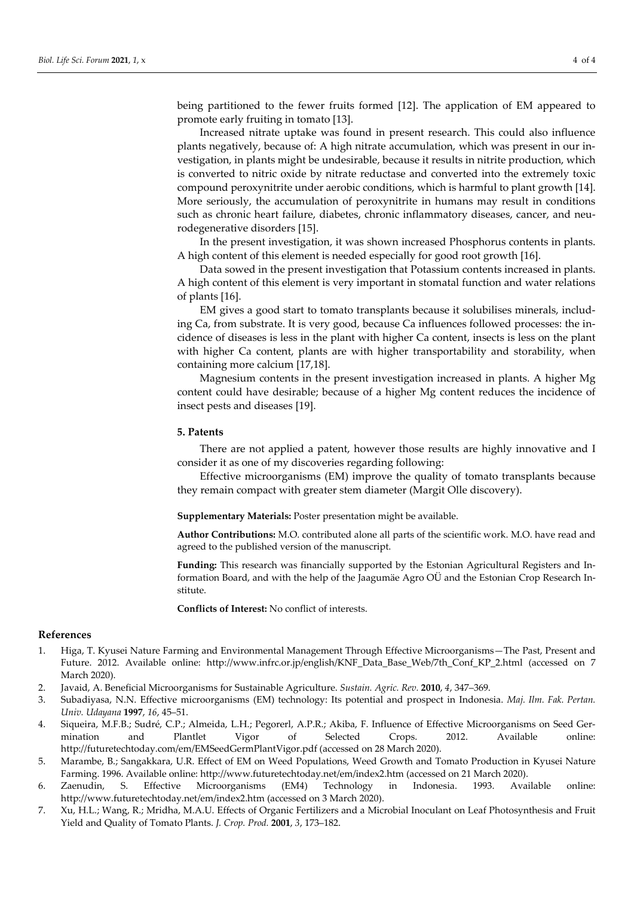being partitioned to the fewer fruits formed [12]. The application of EM appeared to promote early fruiting in tomato [13].

Increased nitrate uptake was found in present research. This could also influence plants negatively, because of: A high nitrate accumulation, which was present in our investigation, in plants might be undesirable, because it results in nitrite production, which is converted to nitric oxide by nitrate reductase and converted into the extremely toxic compound peroxynitrite under aerobic conditions, which is harmful to plant growth [14]. More seriously, the accumulation of peroxynitrite in humans may result in conditions such as chronic heart failure, diabetes, chronic inflammatory diseases, cancer, and neurodegenerative disorders [15].

In the present investigation, it was shown increased Phosphorus contents in plants. A high content of this element is needed especially for good root growth [16].

Data sowed in the present investigation that Potassium contents increased in plants. A high content of this element is very important in stomatal function and water relations of plants [16].

EM gives a good start to tomato transplants because it solubilises minerals, including Ca, from substrate. It is very good, because Ca influences followed processes: the incidence of diseases is less in the plant with higher Ca content, insects is less on the plant with higher Ca content, plants are with higher transportability and storability, when containing more calcium [17,18].

Magnesium contents in the present investigation increased in plants. A higher Mg content could have desirable; because of a higher Mg content reduces the incidence of insect pests and diseases [19].

## 5. Patents

There are not applied a patent, however those results are highly innovative and I consider it as one of my discoveries regarding following:

Effective microorganisms (EM) improve the quality of tomato transplants because they remain compact with greater stem diameter (Margit Olle discovery).

**Supplementary Materials:** Poster presentation might be available.

**Author Contributions:** M.O. contributed alone all parts of the scientific work. M.O. have read and agreed to the published version of the manuscript.

**Funding:** This research was financially supported by the Estonian Agricultural Registers and Information Board, and with the help of the Jaagumäe Agro OÜ and the Estonian Crop Research Institute.

**Conflicts of Interest:** No conflict of interests.

## References

1. Higa, T. Kyusei Nature Farming and Environmental Management Through Effective Microorganisms—The Past, Present and Future. 2012. Available online: http://www.infrc.or.jp/english/KNF_Data_Base_Web/7th_Conf_KP_2.html (accessed on 7 March 2020).
2. Javaid, A. Beneficial Microorganisms for Sustainable Agriculture. *Sustain. Agric. Rev.* **2010**, *4*, 347–369.
3. Subadiyasa, N.N. Effective microorganisms (EM) technology: Its potential and prospect in Indonesia. *Maj. Ilm. Fak. Pertan. Univ. Udayana* **1997**, *16*, 45–51.
4. Siqueira, M.F.B.; Sudré, C.P.; Almeida, L.H.; Pegorerl, A.P.R.; Akiba, F. Influence of Effective Microorganisms on Seed Germination and Plantlet Vigor of Selected Crops. 2012. Available online: http://futuretechtoday.com/em/EMSeedGermPlantVigor.pdf (accessed on 28 March 2020).
5. Marambe, B.; Sangakkara, U.R. Effect of EM on Weed Populations, Weed Growth and Tomato Production in Kyusei Nature Farming. 1996. Available online: http://www.futuretechtoday.net/em/index2.htm (accessed on 21 March 2020).
6. Zaenudin, S. Effective Microorganisms (EM4) Technology in Indonesia. 1993. Available online: http://www.futuretechtoday.net/em/index2.htm (accessed on 3 March 2020).
7. Xu, H.L.; Wang, R.; Mridha, M.A.U. Effects of Organic Fertilizers and a Microbial Inoculant on Leaf Photosynthesis and Fruit Yield and Quality of Tomato Plants. *J. Crop. Prod.* **2001**, *3*, 173–182.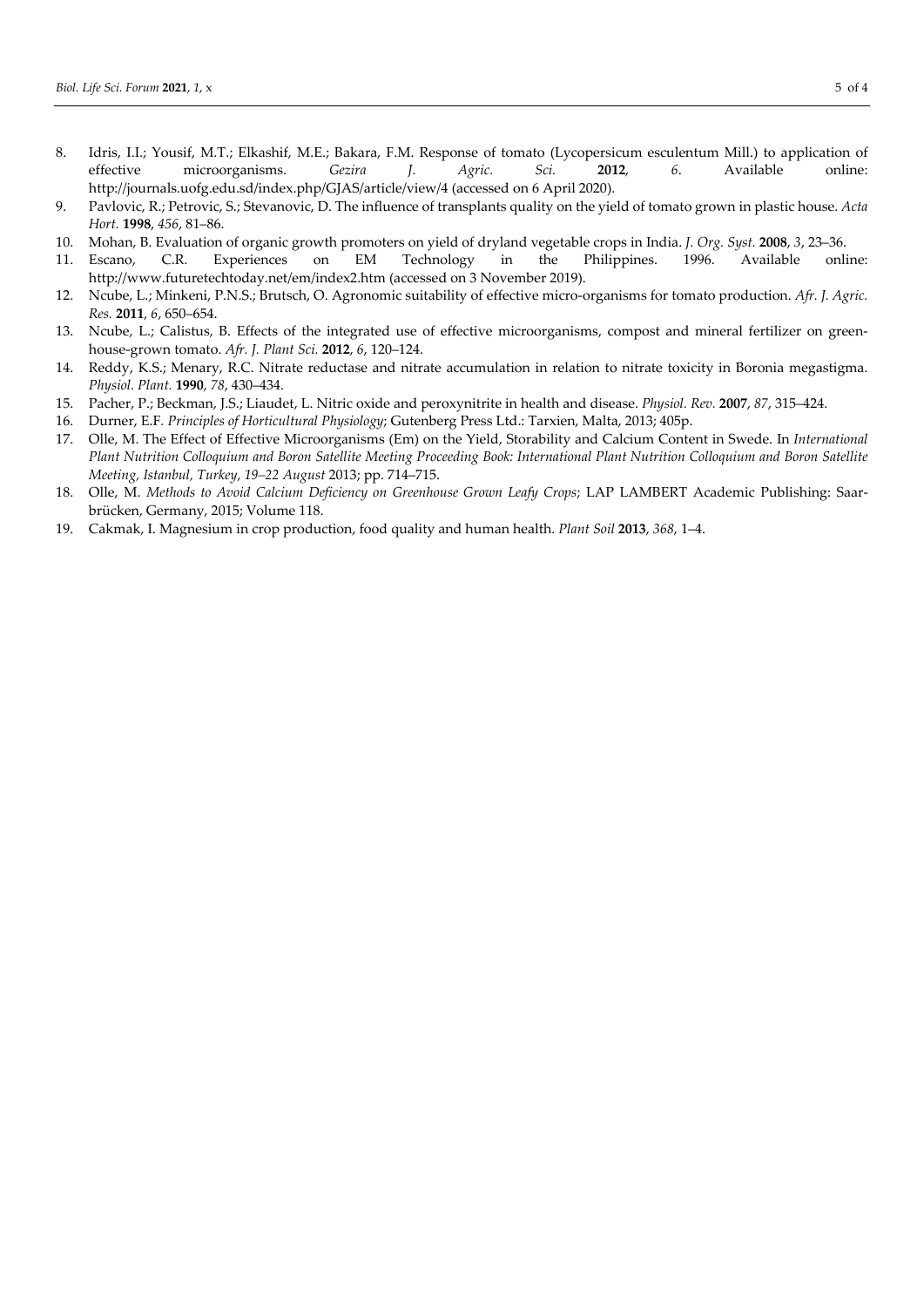8. Idris, I.I.; Yousif, M.T.; Elkashif, M.E.; Bakara, F.M. Response of tomato (Lycopersicum esculentum Mill.) to application of effective microorganisms. *Gezira J. Agric. Sci.* **2012**, *6*. Available online: http://journals.uofg.edu.sd/index.php/GJAS/article/view/4 (accessed on 6 April 2020).
9. Pavlovic, R.; Petrovic, S.; Stevanovic, D. The influence of transplants quality on the yield of tomato grown in plastic house. *Acta Hort.* **1998**, *456*, 81–86.
10. Mohan, B. Evaluation of organic growth promoters on yield of dryland vegetable crops in India. *J. Org. Syst.* **2008**, *3*, 23–36.
11. Escano, C.R. Experiences on EM Technology in the Philippines. 1996. Available online: http://www.futuretechtoday.net/em/index2.htm (accessed on 3 November 2019).
12. Ncube, L.; Minkeni, P.N.S.; Brutsch, O. Agronomic suitability of effective micro-organisms for tomato production. *Afr. J. Agric. Res.* **2011**, *6*, 650–654.
13. Ncube, L.; Calistus, B. Effects of the integrated use of effective microorganisms, compost and mineral fertilizer on greenhouse-grown tomato. *Afr. J. Plant Sci.* **2012**, *6*, 120–124.
14. Reddy, K.S.; Menary, R.C. Nitrate reductase and nitrate accumulation in relation to nitrate toxicity in Boronia megastigma. *Physiol. Plant.* **1990**, *78*, 430–434.
15. Pacher, P.; Beckman, J.S.; Liaudet, L. Nitric oxide and peroxynitrite in health and disease. *Physiol. Rev.* **2007**, *87*, 315–424.
16. Durner, E.F. *Principles of Horticultural Physiology*; Gutenberg Press Ltd.: Tarxien, Malta, 2013; 405p.
17. Olle, M. The Effect of Effective Microorganisms (Em) on the Yield, Storability and Calcium Content in Swede. In *International Plant Nutrition Colloquium and Boron Satellite Meeting Proceeding Book: International Plant Nutrition Colloquium and Boron Satellite Meeting, Istanbul, Turkey, 19–22 August* 2013; pp. 714–715.
18. Olle, M. *Methods to Avoid Calcium Deficiency on Greenhouse Grown Leafy Crops*; LAP LAMBERT Academic Publishing: Saarbrücken, Germany, 2015; Volume 118.
19. Cakmak, I. Magnesium in crop production, food quality and human health. *Plant Soil* **2013**, *368*, 1–4.